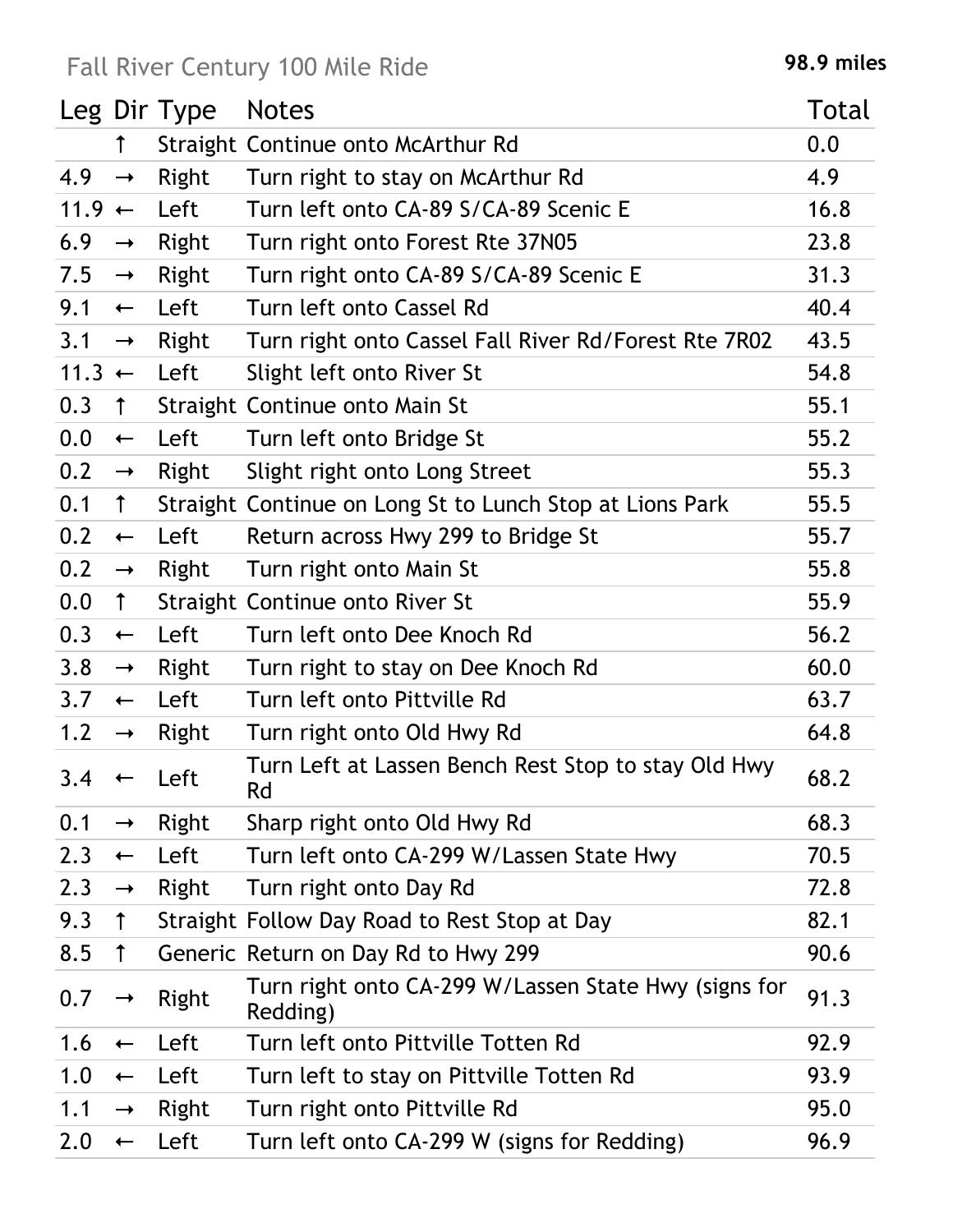Fall River Century 100 Mile Ride

**98.9 miles**

| Leg | Dir | Type | Notes | Total |
|---|---|---|---|---|
| | ↑ | Straight | Continue onto McArthur Rd | 0.0 |
| 4.9 | → | Right | Turn right to stay on McArthur Rd | 4.9 |
| 11.9 | ← | Left | Turn left onto CA-89 S/CA-89 Scenic E | 16.8 |
| 6.9 | → | Right | Turn right onto Forest Rte 37N05 | 23.8 |
| 7.5 | → | Right | Turn right onto CA-89 S/CA-89 Scenic E | 31.3 |
| 9.1 | ← | Left | Turn left onto Cassel Rd | 40.4 |
| 3.1 | → | Right | Turn right onto Cassel Fall River Rd/Forest Rte 7R02 | 43.5 |
| 11.3 | ← | Left | Slight left onto River St | 54.8 |
| 0.3 | ↑ | Straight | Continue onto Main St | 55.1 |
| 0.0 | ← | Left | Turn left onto Bridge St | 55.2 |
| 0.2 | → | Right | Slight right onto Long Street | 55.3 |
| 0.1 | ↑ | Straight | Continue on Long St to Lunch Stop at Lions Park | 55.5 |
| 0.2 | ← | Left | Return across Hwy 299 to Bridge St | 55.7 |
| 0.2 | → | Right | Turn right onto Main St | 55.8 |
| 0.0 | ↑ | Straight | Continue onto River St | 55.9 |
| 0.3 | ← | Left | Turn left onto Dee Knoch Rd | 56.2 |
| 3.8 | → | Right | Turn right to stay on Dee Knoch Rd | 60.0 |
| 3.7 | ← | Left | Turn left onto Pittville Rd | 63.7 |
| 1.2 | → | Right | Turn right onto Old Hwy Rd | 64.8 |
| 3.4 | ← | Left | Turn Left at Lassen Bench Rest Stop to stay Old Hwy Rd | 68.2 |
| 0.1 | → | Right | Sharp right onto Old Hwy Rd | 68.3 |
| 2.3 | ← | Left | Turn left onto CA-299 W/Lassen State Hwy | 70.5 |
| 2.3 | → | Right | Turn right onto Day Rd | 72.8 |
| 9.3 | ↑ | Straight | Follow Day Road to Rest Stop at Day | 82.1 |
| 8.5 | ↑ | Generic | Return on Day Rd to Hwy 299 | 90.6 |
| 0.7 | → | Right | Turn right onto CA-299 W/Lassen State Hwy (signs for Redding) | 91.3 |
| 1.6 | ← | Left | Turn left onto Pittville Totten Rd | 92.9 |
| 1.0 | ← | Left | Turn left to stay on Pittville Totten Rd | 93.9 |
| 1.1 | → | Right | Turn right onto Pittville Rd | 95.0 |
| 2.0 | ← | Left | Turn left onto CA-299 W (signs for Redding) | 96.9 |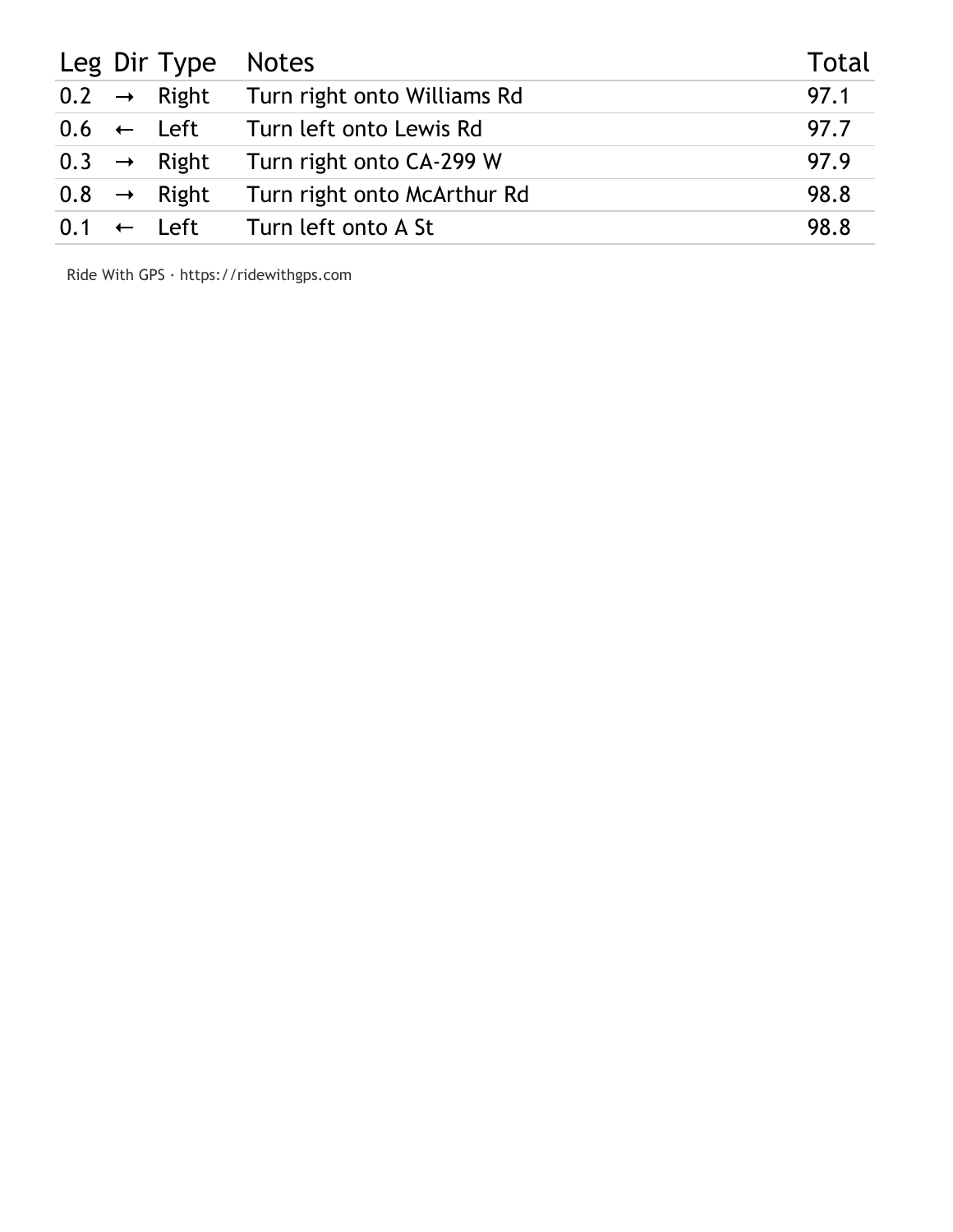| Leg | Dir | Type | Notes | Total |
|---|---|---|---|---|
| 0.2 | → | Right | Turn right onto Williams Rd | 97.1 |
| 0.6 | ← | Left | Turn left onto Lewis Rd | 97.7 |
| 0.3 | → | Right | Turn right onto CA-299 W | 97.9 |
| 0.8 | → | Right | Turn right onto McArthur Rd | 98.8 |
| 0.1 | ← | Left | Turn left onto A St | 98.8 |

Ride With GPS · https://ridewithgps.com